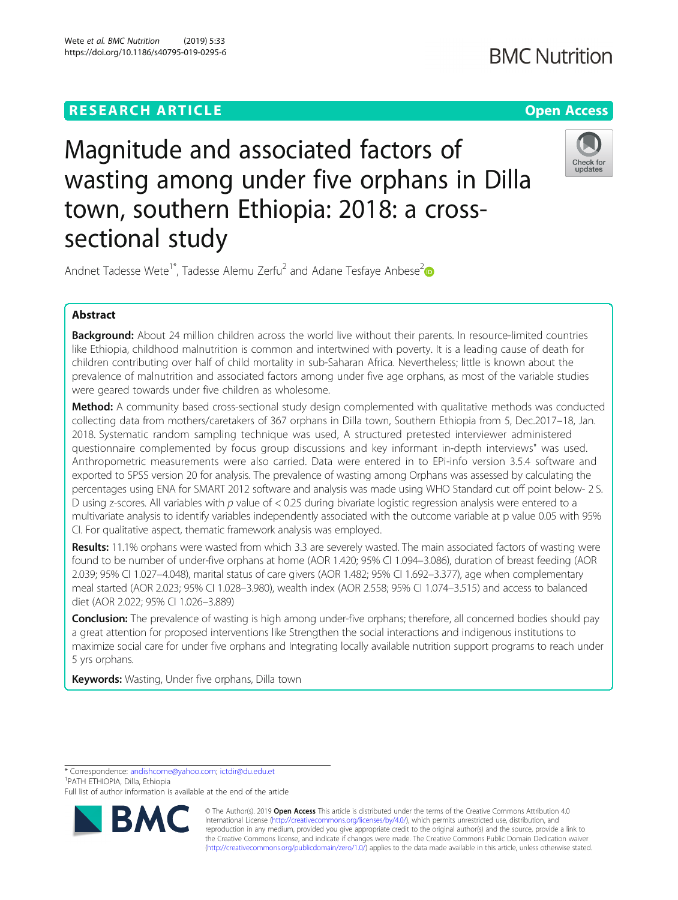# RESEARCH ARTICLE

**Open Access**

# Magnitude and associated factors of wasting among under five orphans in Dilla town, southern Ethiopia: 2018: a cross-sectional study

Andnet Tadesse Wete[1*], Tadesse Alemu Zerfu[2] and Adane Tesfaye Anbese[2]

## Abstract

**Background:** About 24 million children across the world live without their parents. In resource-limited countries like Ethiopia, childhood malnutrition is common and intertwined with poverty. It is a leading cause of death for children contributing over half of child mortality in sub-Saharan Africa. Nevertheless; little is known about the prevalence of malnutrition and associated factors among under five age orphans, as most of the variable studies were geared towards under five children as wholesome.

**Method:** A community based cross-sectional study design complemented with qualitative methods was conducted collecting data from mothers/caretakers of 367 orphans in Dilla town, Southern Ethiopia from 5, Dec.2017–18, Jan. 2018. Systematic random sampling technique was used, A structured pretested interviewer administered questionnaire complemented by focus group discussions and key informant in-depth interviews" was used. Anthropometric measurements were also carried. Data were entered in to EPi-info version 3.5.4 software and exported to SPSS version 20 for analysis. The prevalence of wasting among Orphans was assessed by calculating the percentages using ENA for SMART 2012 software and analysis was made using WHO Standard cut off point below- 2 S. D using z-scores. All variables with *p* value of < 0.25 during bivariate logistic regression analysis were entered to a multivariate analysis to identify variables independently associated with the outcome variable at p value 0.05 with 95% CI. For qualitative aspect, thematic framework analysis was employed.

**Results:** 11.1% orphans were wasted from which 3.3 are severely wasted. The main associated factors of wasting were found to be number of under-five orphans at home (AOR 1.420; 95% CI 1.094–3.086), duration of breast feeding (AOR 2.039; 95% CI 1.027–4.048), marital status of care givers (AOR 1.482; 95% CI 1.692–3.377), age when complementary meal started (AOR 2.023; 95% CI 1.028–3.980), wealth index (AOR 2.558; 95% CI 1.074–3.515) and access to balanced diet (AOR 2.022; 95% CI 1.026–3.889)

**Conclusion:** The prevalence of wasting is high among under-five orphans; therefore, all concerned bodies should pay a great attention for proposed interventions like Strengthen the social interactions and indigenous institutions to maximize social care for under five orphans and Integrating locally available nutrition support programs to reach under 5 yrs orphans.

**Keywords:** Wasting, Under five orphans, Dilla town

\* Correspondence: andishcome@yahoo.com; ictdir@du.edu.et
[1]PATH ETHIOPIA, Dilla, Ethiopia
Full list of author information is available at the end of the article

© The Author(s). 2019 **Open Access** This article is distributed under the terms of the Creative Commons Attribution 4.0 International License (http://creativecommons.org/licenses/by/4.0/), which permits unrestricted use, distribution, and reproduction in any medium, provided you give appropriate credit to the original author(s) and the source, provide a link to the Creative Commons license, and indicate if changes were made. The Creative Commons Public Domain Dedication waiver (http://creativecommons.org/publicdomain/zero/1.0/) applies to the data made available in this article, unless otherwise stated.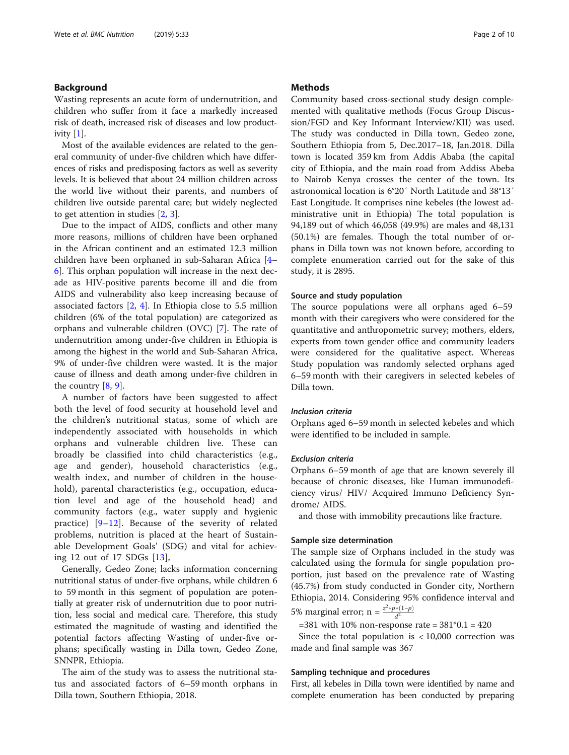## Background

Wasting represents an acute form of undernutrition, and children who suffer from it face a markedly increased risk of death, increased risk of diseases and low productivity [1].

Most of the available evidences are related to the general community of under-five children which have differences of risks and predisposing factors as well as severity levels. It is believed that about 24 million children across the world live without their parents, and numbers of children live outside parental care; but widely neglected to get attention in studies [2, 3].

Due to the impact of AIDS, conflicts and other many more reasons, millions of children have been orphaned in the African continent and an estimated 12.3 million children have been orphaned in sub-Saharan Africa [4–6]. This orphan population will increase in the next decade as HIV-positive parents become ill and die from AIDS and vulnerability also keep increasing because of associated factors [2, 4]. In Ethiopia close to 5.5 million children (6% of the total population) are categorized as orphans and vulnerable children (OVC) [7]. The rate of undernutrition among under-five children in Ethiopia is among the highest in the world and Sub-Saharan Africa, 9% of under-five children were wasted. It is the major cause of illness and death among under-five children in the country [8, 9].

A number of factors have been suggested to affect both the level of food security at household level and the children's nutritional status, some of which are independently associated with households in which orphans and vulnerable children live. These can broadly be classified into child characteristics (e.g., age and gender), household characteristics (e.g., wealth index, and number of children in the household), parental characteristics (e.g., occupation, education level and age of the household head) and community factors (e.g., water supply and hygienic practice) [9–12]. Because of the severity of related problems, nutrition is placed at the heart of Sustainable Development Goals' (SDG) and vital for achieving 12 out of 17 SDGs [13],

Generally, Gedeo Zone; lacks information concerning nutritional status of under-five orphans, while children 6 to 59 month in this segment of population are potentially at greater risk of undernutrition due to poor nutrition, less social and medical care. Therefore, this study estimated the magnitude of wasting and identified the potential factors affecting Wasting of under-five orphans; specifically wasting in Dilla town, Gedeo Zone, SNNPR, Ethiopia.

The aim of the study was to assess the nutritional status and associated factors of 6–59 month orphans in Dilla town, Southern Ethiopia, 2018.

## Methods

Community based cross-sectional study design complemented with qualitative methods (Focus Group Discussion/FGD and Key Informant Interview/KII) was used. The study was conducted in Dilla town, Gedeo zone, Southern Ethiopia from 5, Dec.2017–18, Jan.2018. Dilla town is located 359 km from Addis Ababa (the capital city of Ethiopia, and the main road from Addiss Abeba to Nairob Kenya crosses the center of the town. Its astronomical location is 6°20′ North Latitude and 38°13′ East Longitude. It comprises nine kebeles (the lowest administrative unit in Ethiopia) The total population is 94,189 out of which 46,058 (49.9%) are males and 48,131 (50.1%) are females. Though the total number of orphans in Dilla town was not known before, according to complete enumeration carried out for the sake of this study, it is 2895.

### Source and study population

The source populations were all orphans aged 6–59 month with their caregivers who were considered for the quantitative and anthropometric survey; mothers, elders, experts from town gender office and community leaders were considered for the qualitative aspect. Whereas Study population was randomly selected orphans aged 6–59 month with their caregivers in selected kebeles of Dilla town.

#### *Inclusion criteria*

Orphans aged 6–59 month in selected kebeles and which were identified to be included in sample.

#### *Exclusion criteria*

Orphans 6–59 month of age that are known severely ill because of chronic diseases, like Human immunodeficiency virus/ HIV/ Acquired Immuno Deficiency Syndrome/ AIDS.

and those with immobility precautions like fracture.

### Sample size determination

The sample size of Orphans included in the study was calculated using the formula for single population proportion, just based on the prevalence rate of Wasting (45.7%) from study conducted in Gonder city, Northern Ethiopia, 2014. Considering 95% confidence interval and 5% marginal error; $n = \frac{z^2 * p * (1-p)}{d^2}$

=381 with 10% non-response rate = 381*0.1 = 420

Since the total population is < 10,000 correction was made and final sample was 367

### Sampling technique and procedures

First, all kebeles in Dilla town were identified by name and complete enumeration has been conducted by preparing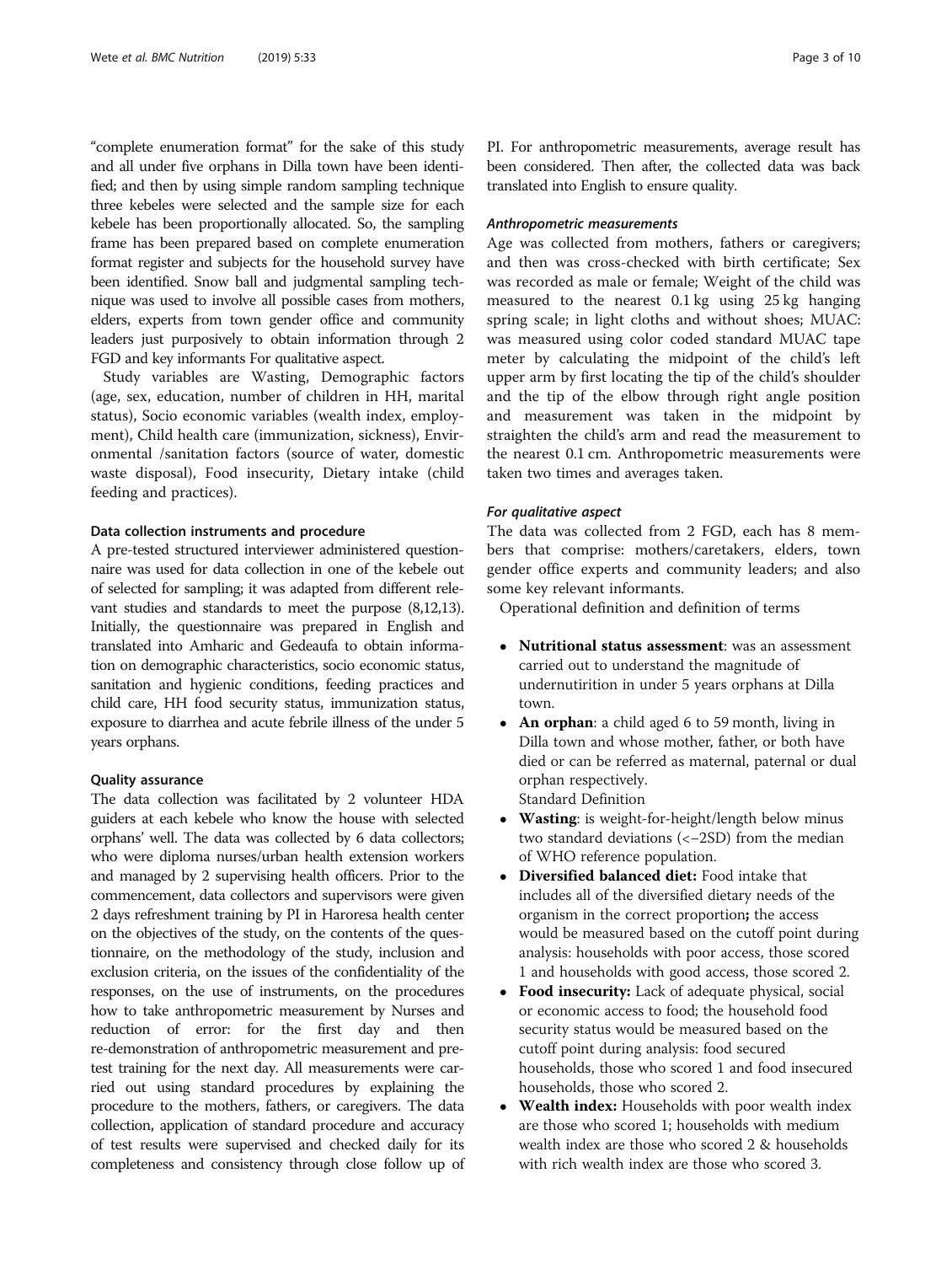"complete enumeration format" for the sake of this study and all under five orphans in Dilla town have been identified; and then by using simple random sampling technique three kebeles were selected and the sample size for each kebele has been proportionally allocated. So, the sampling frame has been prepared based on complete enumeration format register and subjects for the household survey have been identified. Snow ball and judgmental sampling technique was used to involve all possible cases from mothers, elders, experts from town gender office and community leaders just purposively to obtain information through 2 FGD and key informants For qualitative aspect.

Study variables are Wasting, Demographic factors (age, sex, education, number of children in HH, marital status), Socio economic variables (wealth index, employment), Child health care (immunization, sickness), Environmental /sanitation factors (source of water, domestic waste disposal), Food insecurity, Dietary intake (child feeding and practices).

### Data collection instruments and procedure

A pre-tested structured interviewer administered questionnaire was used for data collection in one of the kebele out of selected for sampling; it was adapted from different relevant studies and standards to meet the purpose (8,12,13). Initially, the questionnaire was prepared in English and translated into Amharic and Gedeaufa to obtain information on demographic characteristics, socio economic status, sanitation and hygienic conditions, feeding practices and child care, HH food security status, immunization status, exposure to diarrhea and acute febrile illness of the under 5 years orphans.

### Quality assurance

The data collection was facilitated by 2 volunteer HDA guiders at each kebele who know the house with selected orphans' well. The data was collected by 6 data collectors; who were diploma nurses/urban health extension workers and managed by 2 supervising health officers. Prior to the commencement, data collectors and supervisors were given 2 days refreshment training by PI in Haroresa health center on the objectives of the study, on the contents of the questionnaire, on the methodology of the study, inclusion and exclusion criteria, on the issues of the confidentiality of the responses, on the use of instruments, on the procedures how to take anthropometric measurement by Nurses and reduction of error: for the first day and then re-demonstration of anthropometric measurement and pretest training for the next day. All measurements were carried out using standard procedures by explaining the procedure to the mothers, fathers, or caregivers. The data collection, application of standard procedure and accuracy of test results were supervised and checked daily for its completeness and consistency through close follow up of PI. For anthropometric measurements, average result has been considered. Then after, the collected data was back translated into English to ensure quality.

#### *Anthropometric measurements*

Age was collected from mothers, fathers or caregivers; and then was cross-checked with birth certificate; Sex was recorded as male or female; Weight of the child was measured to the nearest 0.1 kg using 25 kg hanging spring scale; in light cloths and without shoes; MUAC: was measured using color coded standard MUAC tape meter by calculating the midpoint of the child's left upper arm by first locating the tip of the child's shoulder and the tip of the elbow through right angle position and measurement was taken in the midpoint by straighten the child's arm and read the measurement to the nearest 0.1 cm. Anthropometric measurements were taken two times and averages taken.

#### *For qualitative aspect*

The data was collected from 2 FGD, each has 8 members that comprise: mothers/caretakers, elders, town gender office experts and community leaders; and also some key relevant informants.

Operational definition and definition of terms

- **Nutritional status assessment**: was an assessment carried out to understand the magnitude of undernutirition in under 5 years orphans at Dilla town.
- **An orphan**: a child aged 6 to 59 month, living in Dilla town and whose mother, father, or both have died or can be referred as maternal, paternal or dual orphan respectively.
  Standard Definition
- **Wasting**: is weight-for-height/length below minus two standard deviations (<−2SD) from the median of WHO reference population.
- **Diversified balanced diet:** Food intake that includes all of the diversified dietary needs of the organism in the correct proportion**;** the access would be measured based on the cutoff point during analysis: households with poor access, those scored 1 and households with good access, those scored 2.
- **Food insecurity:** Lack of adequate physical, social or economic access to food; the household food security status would be measured based on the cutoff point during analysis: food secured households, those who scored 1 and food insecured households, those who scored 2.
- **Wealth index:** Households with poor wealth index are those who scored 1; households with medium wealth index are those who scored 2 & households with rich wealth index are those who scored 3.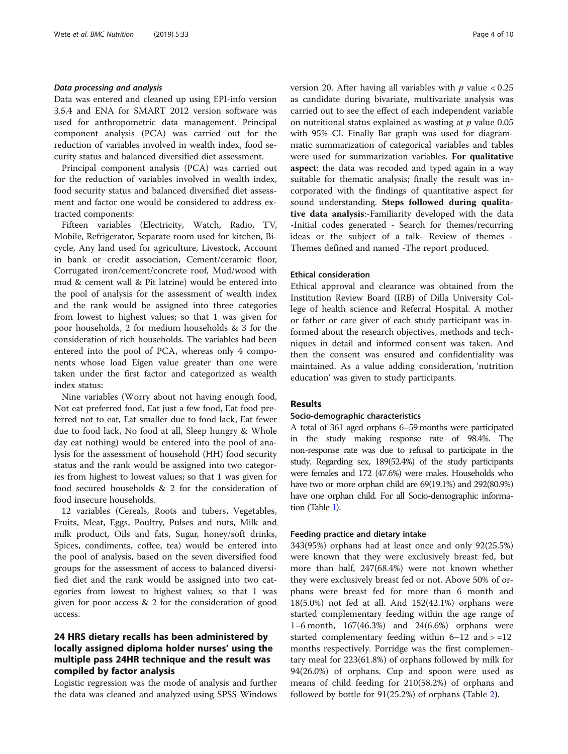#### Data processing and analysis

Data was entered and cleaned up using EPI-info version 3.5.4 and ENA for SMART 2012 version software was used for anthropometric data management. Principal component analysis (PCA) was carried out for the reduction of variables involved in wealth index, food security status and balanced diversified diet assessment.

Principal component analysis (PCA) was carried out for the reduction of variables involved in wealth index, food security status and balanced diversified diet assessment and factor one would be considered to address extracted components:

Fifteen variables (Electricity, Watch, Radio, TV, Mobile, Refrigerator, Separate room used for kitchen, Bicycle, Any land used for agriculture, Livestock, Account in bank or credit association, Cement/ceramic floor, Corrugated iron/cement/concrete roof, Mud/wood with mud & cement wall & Pit latrine) would be entered into the pool of analysis for the assessment of wealth index and the rank would be assigned into three categories from lowest to highest values; so that 1 was given for poor households, 2 for medium households & 3 for the consideration of rich households. The variables had been entered into the pool of PCA, whereas only 4 components whose load Eigen value greater than one were taken under the first factor and categorized as wealth index status:

Nine variables (Worry about not having enough food, Not eat preferred food, Eat just a few food, Eat food preferred not to eat, Eat smaller due to food lack, Eat fewer due to food lack, No food at all, Sleep hungry & Whole day eat nothing) would be entered into the pool of analysis for the assessment of household (HH) food security status and the rank would be assigned into two categories from highest to lowest values; so that 1 was given for food secured households & 2 for the consideration of food insecure households.

12 variables (Cereals, Roots and tubers, Vegetables, Fruits, Meat, Eggs, Poultry, Pulses and nuts, Milk and milk product, Oils and fats, Sugar, honey/soft drinks, Spices, condiments, coffee, tea) would be entered into the pool of analysis, based on the seven diversified food groups for the assessment of access to balanced diversified diet and the rank would be assigned into two categories from lowest to highest values; so that 1 was given for poor access & 2 for the consideration of good access.

## 24 HRS dietary recalls has been administered by locally assigned diploma holder nurses' using the multiple pass 24HR technique and the result was compiled by factor analysis

Logistic regression was the mode of analysis and further the data was cleaned and analyzed using SPSS Windows version 20. After having all variables with $p$ value $< 0.25$ as candidate during bivariate, multivariate analysis was carried out to see the effect of each independent variable on nutritional status explained as wasting at $p$ value 0.05 with 95% CI. Finally Bar graph was used for diagrammatic summarization of categorical variables and tables were used for summarization variables. **For qualitative aspect**: the data was recoded and typed again in a way suitable for thematic analysis; finally the result was incorporated with the findings of quantitative aspect for sound understanding. **Steps followed during qualitative data analysis**:-Familiarity developed with the data -Initial codes generated - Search for themes/recurring ideas or the subject of a talk- Review of themes - Themes defined and named -The report produced.

### Ethical consideration

Ethical approval and clearance was obtained from the Institution Review Board (IRB) of Dilla University College of health science and Referral Hospital. A mother or father or care giver of each study participant was informed about the research objectives, methods and techniques in detail and informed consent was taken. And then the consent was ensured and confidentiality was maintained. As a value adding consideration, 'nutrition education' was given to study participants.

## Results

### Socio-demographic characteristics

A total of 361 aged orphans 6–59 months were participated in the study making response rate of 98.4%. The non-response rate was due to refusal to participate in the study. Regarding sex, 189(52.4%) of the study participants were females and 172 (47.6%) were males. Households who have two or more orphan child are 69(19.1%) and 292(80.9%) have one orphan child. For all Socio-demographic information (Table 1).

### Feeding practice and dietary intake

343(95%) orphans had at least once and only 92(25.5%) were known that they were exclusively breast fed, but more than half, 247(68.4%) were not known whether they were exclusively breast fed or not. Above 50% of orphans were breast fed for more than 6 month and 18(5.0%) not fed at all. And 152(42.1%) orphans were started complementary feeding within the age range of 1–6 month, 167(46.3%) and 24(6.6%) orphans were started complementary feeding within 6–12 and > =12 months respectively. Porridge was the first complementary meal for 223(61.8%) of orphans followed by milk for 94(26.0%) of orphans. Cup and spoon were used as means of child feeding for 210(58.2%) of orphans and followed by bottle for 91(25.2%) of orphans (Table 2).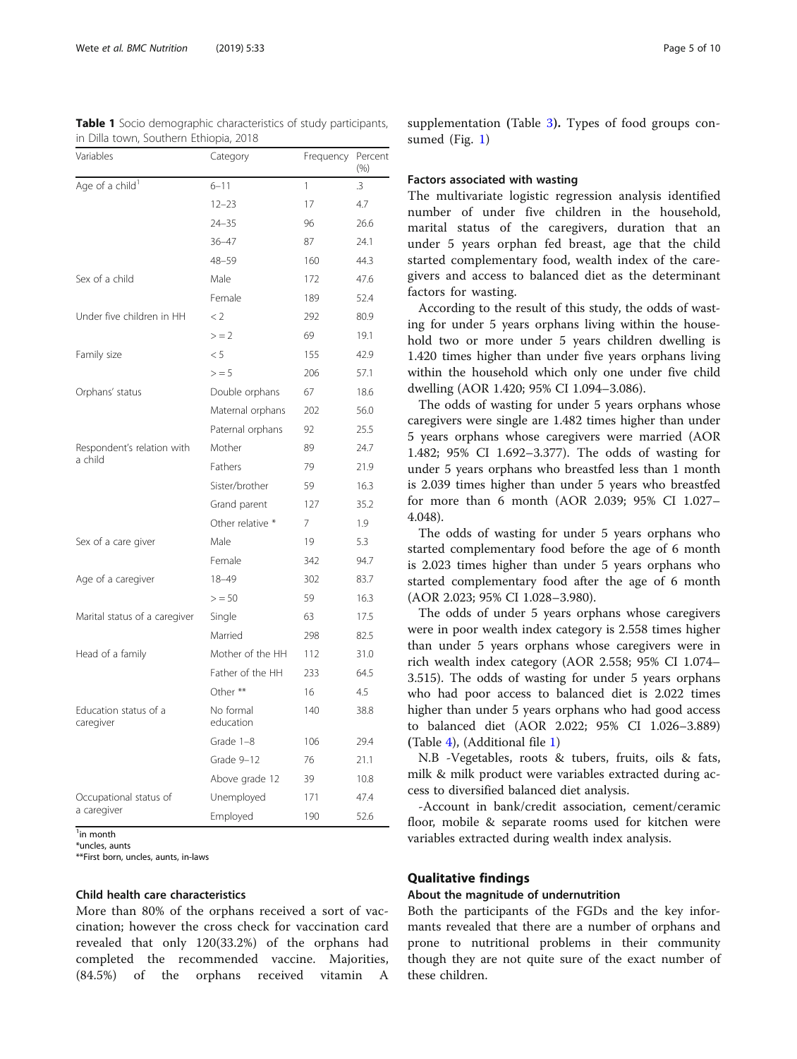**Table 1** Socio demographic characteristics of study participants, in Dilla town, Southern Ethiopia, 2018

| Variables | Category | Frequency | Percent (%) |
|---|---|---|---|
| Age of a child[1] | 6–11 | 1 | .3 |
| | 12–23 | 17 | 4.7 |
| | 24–35 | 96 | 26.6 |
| | 36–47 | 87 | 24.1 |
| | 48–59 | 160 | 44.3 |
| Sex of a child | Male | 172 | 47.6 |
| | Female | 189 | 52.4 |
| Under five children in HH | < 2 | 292 | 80.9 |
| | > = 2 | 69 | 19.1 |
| Family size | < 5 | 155 | 42.9 |
| | > = 5 | 206 | 57.1 |
| Orphans' status | Double orphans | 67 | 18.6 |
| | Maternal orphans | 202 | 56.0 |
| | Paternal orphans | 92 | 25.5 |
| Respondent's relation with a child | Mother | 89 | 24.7 |
| | Fathers | 79 | 21.9 |
| | Sister/brother | 59 | 16.3 |
| | Grand parent | 127 | 35.2 |
| | Other relative * | 7 | 1.9 |
| Sex of a care giver | Male | 19 | 5.3 |
| | Female | 342 | 94.7 |
| Age of a caregiver | 18–49 | 302 | 83.7 |
| | > = 50 | 59 | 16.3 |
| Marital status of a caregiver | Single | 63 | 17.5 |
| | Married | 298 | 82.5 |
| Head of a family | Mother of the HH | 112 | 31.0 |
| | Father of the HH | 233 | 64.5 |
| | Other ** | 16 | 4.5 |
| Education status of a caregiver | No formal education | 140 | 38.8 |
| | Grade 1–8 | 106 | 29.4 |
| | Grade 9–12 | 76 | 21.1 |
| | Above grade 12 | 39 | 10.8 |
| Occupational status of a caregiver | Unemployed | 171 | 47.4 |
| | Employed | 190 | 52.6 |

[1]in month
*uncles, aunts
**First born, uncles, aunts, in-laws

### Child health care characteristics

More than 80% of the orphans received a sort of vaccination; however the cross check for vaccination card revealed that only 120(33.2%) of the orphans had completed the recommended vaccine. Majorities, (84.5%) of the orphans received vitamin A supplementation (Table 3). Types of food groups consumed (Fig. 1)

### Factors associated with wasting

The multivariate logistic regression analysis identified number of under five children in the household, marital status of the caregivers, duration that an under 5 years orphan fed breast, age that the child started complementary food, wealth index of the caregivers and access to balanced diet as the determinant factors for wasting.

According to the result of this study, the odds of wasting for under 5 years orphans living within the household two or more under 5 years children dwelling is 1.420 times higher than under five years orphans living within the household which only one under five child dwelling (AOR 1.420; 95% CI 1.094–3.086).

The odds of wasting for under 5 years orphans whose caregivers were single are 1.482 times higher than under 5 years orphans whose caregivers were married (AOR 1.482; 95% CI 1.692–3.377). The odds of wasting for under 5 years orphans who breastfed less than 1 month is 2.039 times higher than under 5 years who breastfed for more than 6 month (AOR 2.039; 95% CI 1.027–4.048).

The odds of wasting for under 5 years orphans who started complementary food before the age of 6 month is 2.023 times higher than under 5 years orphans who started complementary food after the age of 6 month (AOR 2.023; 95% CI 1.028–3.980).

The odds of under 5 years orphans whose caregivers were in poor wealth index category is 2.558 times higher than under 5 years orphans whose caregivers were in rich wealth index category (AOR 2.558; 95% CI 1.074–3.515). The odds of wasting for under 5 years orphans who had poor access to balanced diet is 2.022 times higher than under 5 years orphans who had good access to balanced diet (AOR 2.022; 95% CI 1.026–3.889) (Table 4), (Additional file 1)

N.B -Vegetables, roots & tubers, fruits, oils & fats, milk & milk product were variables extracted during access to diversified balanced diet analysis.

-Account in bank/credit association, cement/ceramic floor, mobile & separate rooms used for kitchen were variables extracted during wealth index analysis.

## Qualitative findings

### About the magnitude of undernutrition

Both the participants of the FGDs and the key informants revealed that there are a number of orphans and prone to nutritional problems in their community though they are not quite sure of the exact number of these children.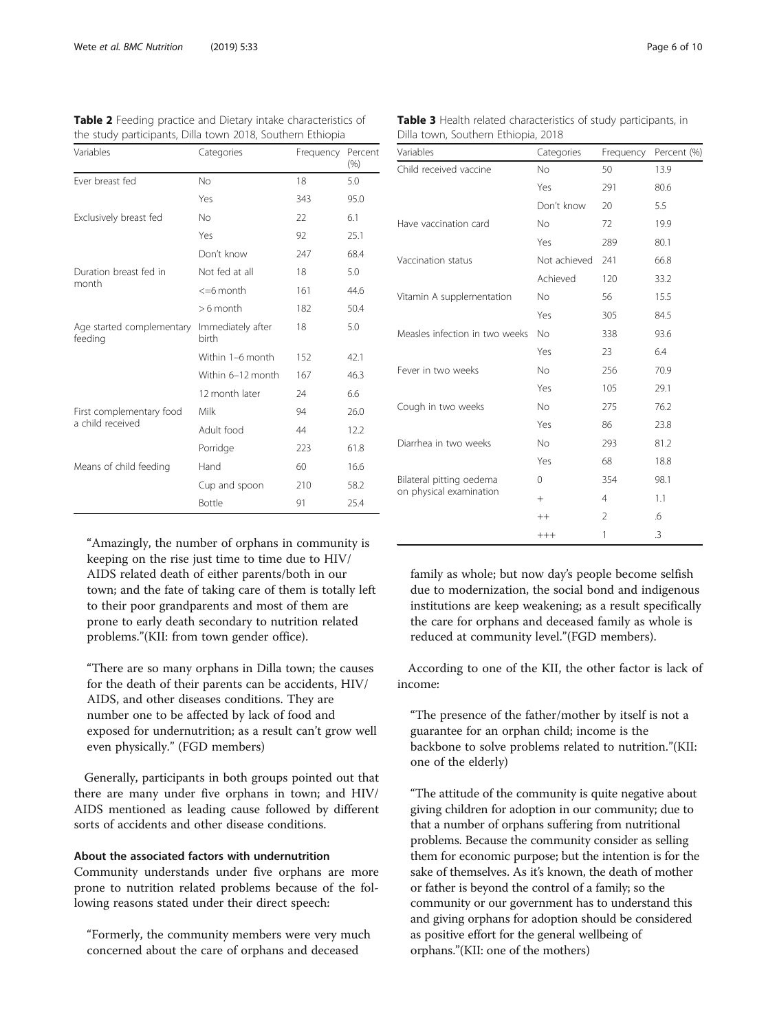**Table 2** Feeding practice and Dietary intake characteristics of the study participants, Dilla town 2018, Southern Ethiopia

| Variables | Categories | Frequency | Percent (%) |
|---|---|---|---|
| Ever breast fed | No | 18 | 5.0 |
| | Yes | 343 | 95.0 |
| Exclusively breast fed | No | 22 | 6.1 |
| | Yes | 92 | 25.1 |
| | Don't know | 247 | 68.4 |
| Duration breast fed in month | Not fed at all | 18 | 5.0 |
| | <=6 month | 161 | 44.6 |
| | > 6 month | 182 | 50.4 |
| Age started complementary feeding | Immediately after birth | 18 | 5.0 |
| | Within 1–6 month | 152 | 42.1 |
| | Within 6–12 month | 167 | 46.3 |
| | 12 month later | 24 | 6.6 |
| First complementary food a child received | Milk | 94 | 26.0 |
| | Adult food | 44 | 12.2 |
| | Porridge | 223 | 61.8 |
| Means of child feeding | Hand | 60 | 16.6 |
| | Cup and spoon | 210 | 58.2 |
| | Bottle | 91 | 25.4 |

"Amazingly, the number of orphans in community is keeping on the rise just time to time due to HIV/ AIDS related death of either parents/both in our town; and the fate of taking care of them is totally left to their poor grandparents and most of them are prone to early death secondary to nutrition related problems."(KII: from town gender office).

"There are so many orphans in Dilla town; the causes for the death of their parents can be accidents, HIV/ AIDS, and other diseases conditions. They are number one to be affected by lack of food and exposed for undernutrition; as a result can't grow well even physically." (FGD members)

Generally, participants in both groups pointed out that there are many under five orphans in town; and HIV/ AIDS mentioned as leading cause followed by different sorts of accidents and other disease conditions.

#### About the associated factors with undernutrition

Community understands under five orphans are more prone to nutrition related problems because of the following reasons stated under their direct speech:

"Formerly, the community members were very much concerned about the care of orphans and deceased family as whole; but now day's people become selfish due to modernization, the social bond and indigenous institutions are keep weakening; as a result specifically the care for orphans and deceased family as whole is reduced at community level."(FGD members).

**Table 3** Health related characteristics of study participants, in Dilla town, Southern Ethiopia, 2018

| Variables | Categories | Frequency | Percent (%) |
|---|---|---|---|
| Child received vaccine | No | 50 | 13.9 |
| | Yes | 291 | 80.6 |
| | Don't know | 20 | 5.5 |
| Have vaccination card | No | 72 | 19.9 |
| | Yes | 289 | 80.1 |
| Vaccination status | Not achieved | 241 | 66.8 |
| | Achieved | 120 | 33.2 |
| Vitamin A supplementation | No | 56 | 15.5 |
| | Yes | 305 | 84.5 |
| Measles infection in two weeks | No | 338 | 93.6 |
| | Yes | 23 | 6.4 |
| Fever in two weeks | No | 256 | 70.9 |
| | Yes | 105 | 29.1 |
| Cough in two weeks | No | 275 | 76.2 |
| | Yes | 86 | 23.8 |
| Diarrhea in two weeks | No | 293 | 81.2 |
| | Yes | 68 | 18.8 |
| Bilateral pitting oedema on physical examination | 0 | 354 | 98.1 |
| | + | 4 | 1.1 |
| | ++ | 2 | .6 |
| | +++ | 1 | .3 |

According to one of the KII, the other factor is lack of income:

"The presence of the father/mother by itself is not a guarantee for an orphan child; income is the backbone to solve problems related to nutrition."(KII: one of the elderly)

"The attitude of the community is quite negative about giving children for adoption in our community; due to that a number of orphans suffering from nutritional problems. Because the community consider as selling them for economic purpose; but the intention is for the sake of themselves. As it's known, the death of mother or father is beyond the control of a family; so the community or our government has to understand this and giving orphans for adoption should be considered as positive effort for the general wellbeing of orphans."(KII: one of the mothers)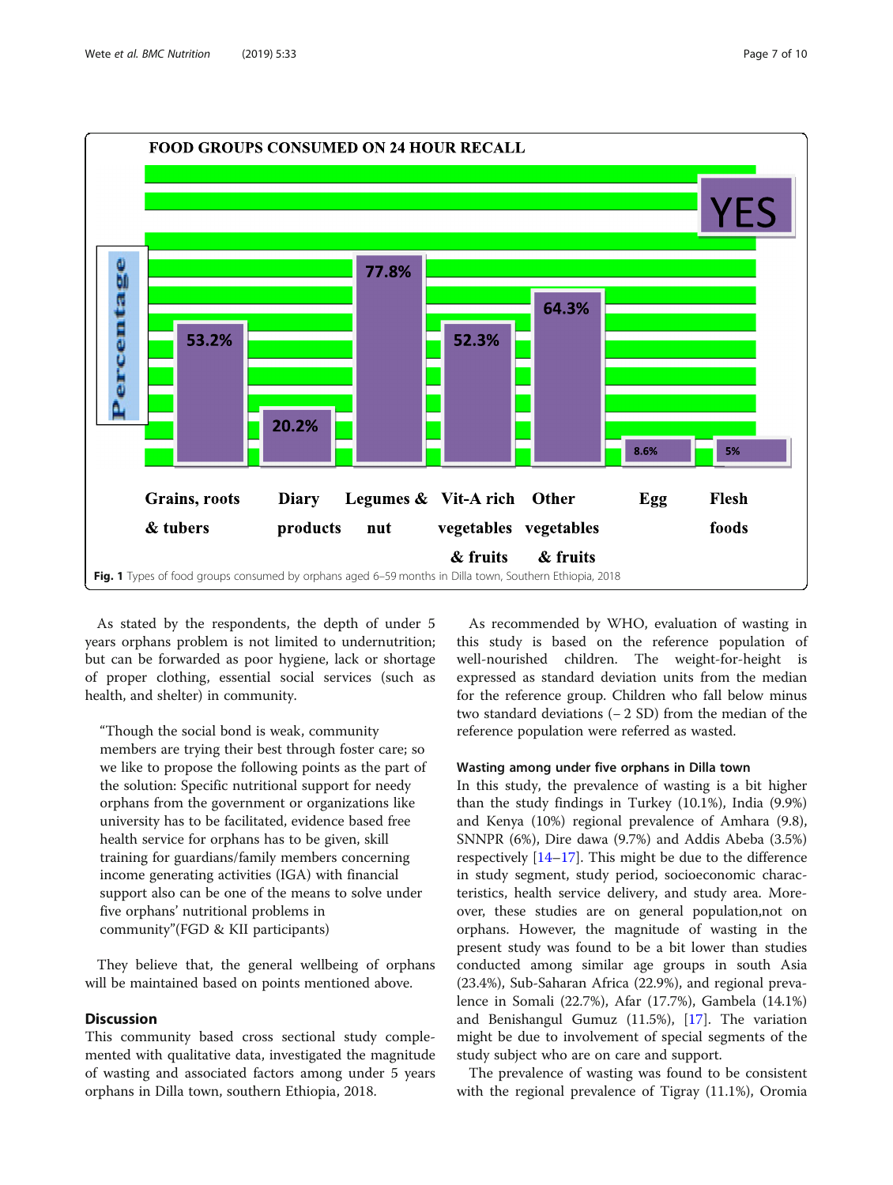**FOOD GROUPS CONSUMED ON 24 HOUR RECALL**

| Food group | YES (Percentage) |
|---|---|
| Grains, roots & tubers | 53.2% |
| Diary products | 20.2% |
| Legumes & nut | 77.8% |
| Vit-A rich vegetables & fruits | 52.3% |
| Other vegetables & fruits | 64.3% |
| Egg | 8.6% |
| Flesh foods | 5% |

**Fig. 1** Types of food groups consumed by orphans aged 6–59 months in Dilla town, Southern Ethiopia, 2018

As stated by the respondents, the depth of under 5 years orphans problem is not limited to undernutrition; but can be forwarded as poor hygiene, lack or shortage of proper clothing, essential social services (such as health, and shelter) in community.

> "Though the social bond is weak, community members are trying their best through foster care; so we like to propose the following points as the part of the solution: Specific nutritional support for needy orphans from the government or organizations like university has to be facilitated, evidence based free health service for orphans has to be given, skill training for guardians/family members concerning income generating activities (IGA) with financial support also can be one of the means to solve under five orphans' nutritional problems in community"(FGD & KII participants)

They believe that, the general wellbeing of orphans will be maintained based on points mentioned above.

## Discussion

This community based cross sectional study complemented with qualitative data, investigated the magnitude of wasting and associated factors among under 5 years orphans in Dilla town, southern Ethiopia, 2018.

As recommended by WHO, evaluation of wasting in this study is based on the reference population of well-nourished children. The weight-for-height is expressed as standard deviation units from the median for the reference group. Children who fall below minus two standard deviations (− 2 SD) from the median of the reference population were referred as wasted.

### Wasting among under five orphans in Dilla town

In this study, the prevalence of wasting is a bit higher than the study findings in Turkey (10.1%), India (9.9%) and Kenya (10%) regional prevalence of Amhara (9.8), SNNPR (6%), Dire dawa (9.7%) and Addis Abeba (3.5%) respectively [14–17]. This might be due to the difference in study segment, study period, socioeconomic characteristics, health service delivery, and study area. Moreover, these studies are on general population,not on orphans. However, the magnitude of wasting in the present study was found to be a bit lower than studies conducted among similar age groups in south Asia (23.4%), Sub-Saharan Africa (22.9%), and regional prevalence in Somali (22.7%), Afar (17.7%), Gambela (14.1%) and Benishangul Gumuz (11.5%), [17]. The variation might be due to involvement of special segments of the study subject who are on care and support.

The prevalence of wasting was found to be consistent with the regional prevalence of Tigray (11.1%), Oromia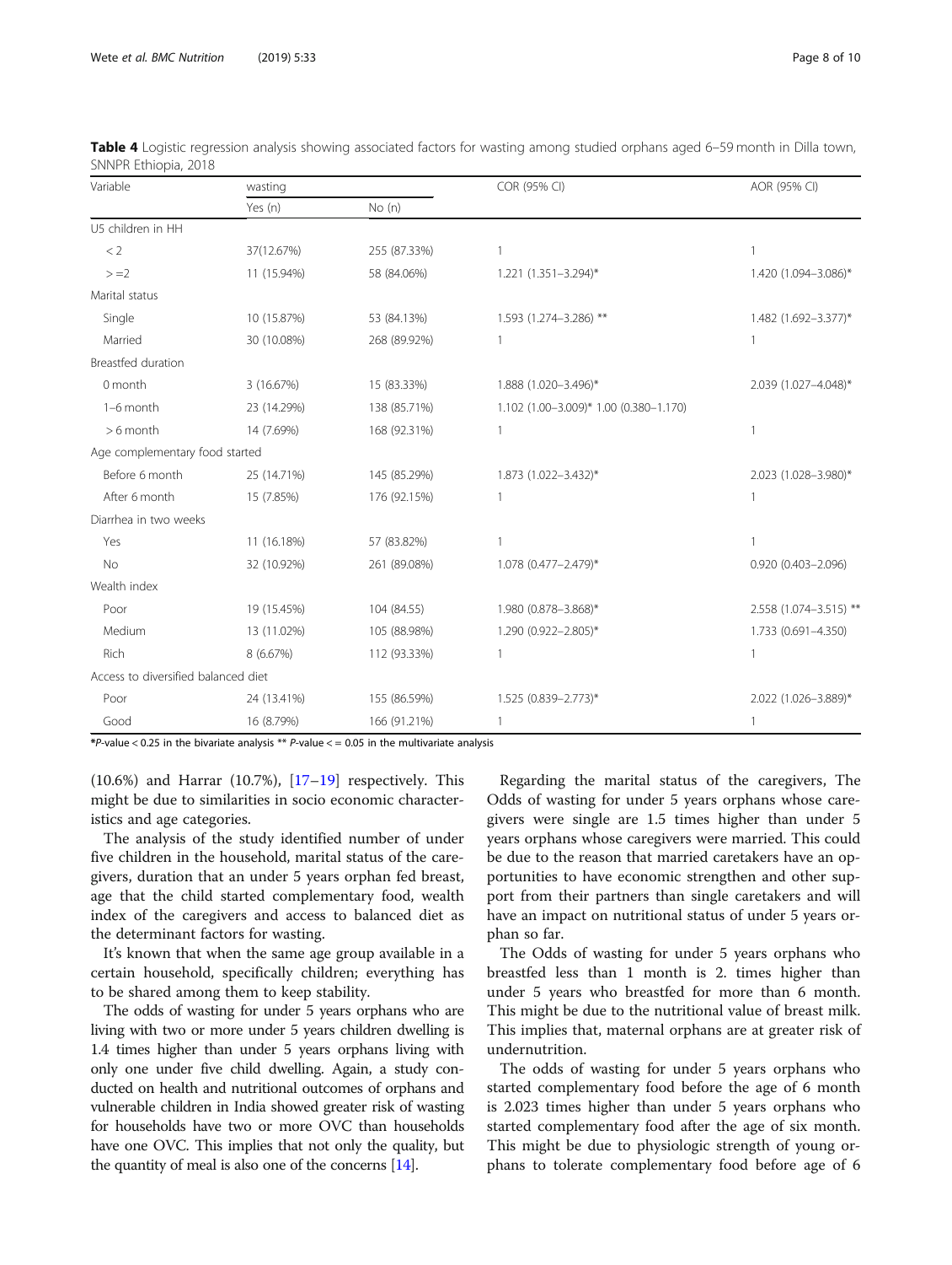**Table 4** Logistic regression analysis showing associated factors for wasting among studied orphans aged 6–59 month in Dilla town, SNNPR Ethiopia, 2018

| Variable | wasting | | COR (95% CI) | AOR (95% CI) |
|---|---|---|---|---|
| | Yes (n) | No (n) | | |
| U5 children in HH | | | | |
| < 2 | 37(12.67%) | 255 (87.33%) | 1 | 1 |
| > =2 | 11 (15.94%) | 58 (84.06%) | 1.221 (1.351–3.294)* | 1.420 (1.094–3.086)* |
| Marital status | | | | |
| Single | 10 (15.87%) | 53 (84.13%) | 1.593 (1.274–3.286) ** | 1.482 (1.692–3.377)* |
| Married | 30 (10.08%) | 268 (89.92%) | 1 | 1 |
| Breastfed duration | | | | |
| 0 month | 3 (16.67%) | 15 (83.33%) | 1.888 (1.020–3.496)* | 2.039 (1.027–4.048)* |
| 1–6 month | 23 (14.29%) | 138 (85.71%) | 1.102 (1.00–3.009)* 1.00 (0.380–1.170) | |
| > 6 month | 14 (7.69%) | 168 (92.31%) | 1 | 1 |
| Age complementary food started | | | | |
| Before 6 month | 25 (14.71%) | 145 (85.29%) | 1.873 (1.022–3.432)* | 2.023 (1.028–3.980)* |
| After 6 month | 15 (7.85%) | 176 (92.15%) | 1 | 1 |
| Diarrhea in two weeks | | | | |
| Yes | 11 (16.18%) | 57 (83.82%) | 1 | 1 |
| No | 32 (10.92%) | 261 (89.08%) | 1.078 (0.477–2.479)* | 0.920 (0.403–2.096) |
| Wealth index | | | | |
| Poor | 19 (15.45%) | 104 (84.55) | 1.980 (0.878–3.868)* | 2.558 (1.074–3.515) ** |
| Medium | 13 (11.02%) | 105 (88.98%) | 1.290 (0.922–2.805)* | 1.733 (0.691–4.350) |
| Rich | 8 (6.67%) | 112 (93.33%) | 1 | 1 |
| Access to diversified balanced diet | | | | |
| Poor | 24 (13.41%) | 155 (86.59%) | 1.525 (0.839–2.773)* | 2.022 (1.026–3.889)* |
| Good | 16 (8.79%) | 166 (91.21%) | 1 | 1 |

**P*-value < 0.25 in the bivariate analysis ** *P*-value < = 0.05 in the multivariate analysis

(10.6%) and Harrar (10.7%), [17–19] respectively. This might be due to similarities in socio economic characteristics and age categories.

The analysis of the study identified number of under five children in the household, marital status of the caregivers, duration that an under 5 years orphan fed breast, age that the child started complementary food, wealth index of the caregivers and access to balanced diet as the determinant factors for wasting.

It's known that when the same age group available in a certain household, specifically children; everything has to be shared among them to keep stability.

The odds of wasting for under 5 years orphans who are living with two or more under 5 years children dwelling is 1.4 times higher than under 5 years orphans living with only one under five child dwelling. Again, a study conducted on health and nutritional outcomes of orphans and vulnerable children in India showed greater risk of wasting for households have two or more OVC than households have one OVC. This implies that not only the quality, but the quantity of meal is also one of the concerns [14].

Regarding the marital status of the caregivers, The Odds of wasting for under 5 years orphans whose caregivers were single are 1.5 times higher than under 5 years orphans whose caregivers were married. This could be due to the reason that married caretakers have an opportunities to have economic strengthen and other support from their partners than single caretakers and will have an impact on nutritional status of under 5 years orphan so far.

The Odds of wasting for under 5 years orphans who breastfed less than 1 month is 2. times higher than under 5 years who breastfed for more than 6 month. This might be due to the nutritional value of breast milk. This implies that, maternal orphans are at greater risk of undernutrition.

The odds of wasting for under 5 years orphans who started complementary food before the age of 6 month is 2.023 times higher than under 5 years orphans who started complementary food after the age of six month. This might be due to physiologic strength of young orphans to tolerate complementary food before age of 6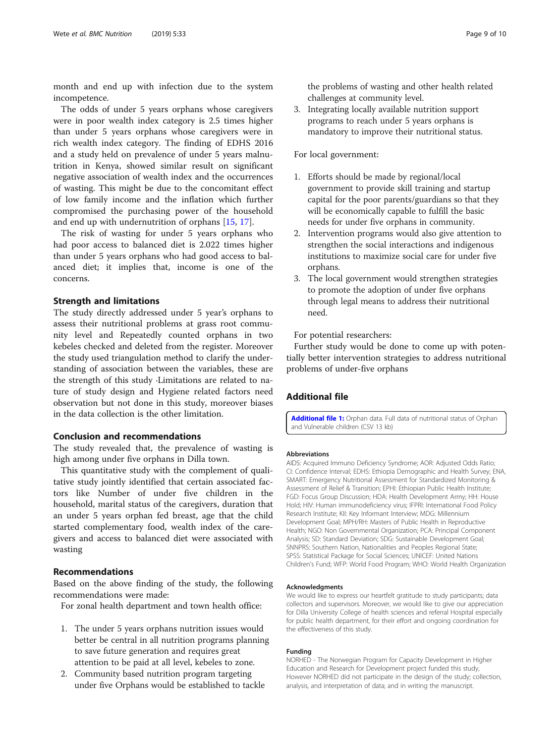month and end up with infection due to the system incompetence.

The odds of under 5 years orphans whose caregivers were in poor wealth index category is 2.5 times higher than under 5 years orphans whose caregivers were in rich wealth index category. The finding of EDHS 2016 and a study held on prevalence of under 5 years malnutrition in Kenya, showed similar result on significant negative association of wealth index and the occurrences of wasting. This might be due to the concomitant effect of low family income and the inflation which further compromised the purchasing power of the household and end up with undernutrition of orphans [15, 17].

The risk of wasting for under 5 years orphans who had poor access to balanced diet is 2.022 times higher than under 5 years orphans who had good access to balanced diet; it implies that, income is one of the concerns.

## Strength and limitations

The study directly addressed under 5 year's orphans to assess their nutritional problems at grass root community level and Repeatedly counted orphans in two kebeles checked and deleted from the register. Moreover the study used triangulation method to clarify the understanding of association between the variables, these are the strength of this study ·Limitations are related to nature of study design and Hygiene related factors need observation but not done in this study, moreover biases in the data collection is the other limitation.

## Conclusion and recommendations

The study revealed that, the prevalence of wasting is high among under five orphans in Dilla town.

This quantitative study with the complement of qualitative study jointly identified that certain associated factors like Number of under five children in the household, marital status of the caregivers, duration that an under 5 years orphan fed breast, age that the child started complementary food, wealth index of the caregivers and access to balanced diet were associated with wasting

## Recommendations

Based on the above finding of the study, the following recommendations were made:

For zonal health department and town health office:

1. The under 5 years orphans nutrition issues would better be central in all nutrition programs planning to save future generation and requires great attention to be paid at all level, kebeles to zone.
2. Community based nutrition program targeting under five Orphans would be established to tackle the problems of wasting and other health related challenges at community level.
3. Integrating locally available nutrition support programs to reach under 5 years orphans is mandatory to improve their nutritional status.

For local government:

1. Efforts should be made by regional/local government to provide skill training and startup capital for the poor parents/guardians so that they will be economically capable to fulfill the basic needs for under five orphans in community.
2. Intervention programs would also give attention to strengthen the social interactions and indigenous institutions to maximize social care for under five orphans.
3. The local government would strengthen strategies to promote the adoption of under five orphans through legal means to address their nutritional need.

For potential researchers:

Further study would be done to come up with potentially better intervention strategies to address nutritional problems of under-five orphans

## Additional file

**Additional file 1:** Orphan data. Full data of nutritional status of Orphan and Vulnerable children (CSV 13 kb)

#### Abbreviations

AIDS: Acquired Immuno Deficiency Syndrome; AOR: Adjusted Odds Ratio; CI: Confidence Interval; EDHS: Ethiopia Demographic and Health Survey; ENA, SMART: Emergency Nutritional Assessment for Standardized Monitoring & Assessment of Relief & Transition; EPHI: Ethiopian Public Health Institute; FGD: Focus Group Discussion; HDA: Health Development Army; HH: House Hold; HIV: Human immunodeficiency virus; IFPRI: International Food Policy Research Institute; KII: Key Informant Interview; MDG: Millennium Development Goal; MPH/RH: Masters of Public Health in Reproductive Health; NGO: Non Governmental Organization; PCA: Principal Component Analysis; SD: Standard Deviation; SDG: Sustainable Development Goal; SNNPRS: Southern Nation, Nationalities and Peoples Regional State; SPSS: Statistical Package for Social Sciences; UNICEF: United Nations Children's Fund; WFP: World Food Program; WHO: World Health Organization

#### Acknowledgments

We would like to express our heartfelt gratitude to study participants; data collectors and supervisors. Moreover, we would like to give our appreciation for Dilla University College of health sciences and referral Hospital especially for public health department, for their effort and ongoing coordination for the effectiveness of this study.

#### Funding

NORHED - The Norwegian Program for Capacity Development in Higher Education and Research for Development project funded this study, However NORHED did not participate in the design of the study; collection, analysis, and interpretation of data; and in writing the manuscript.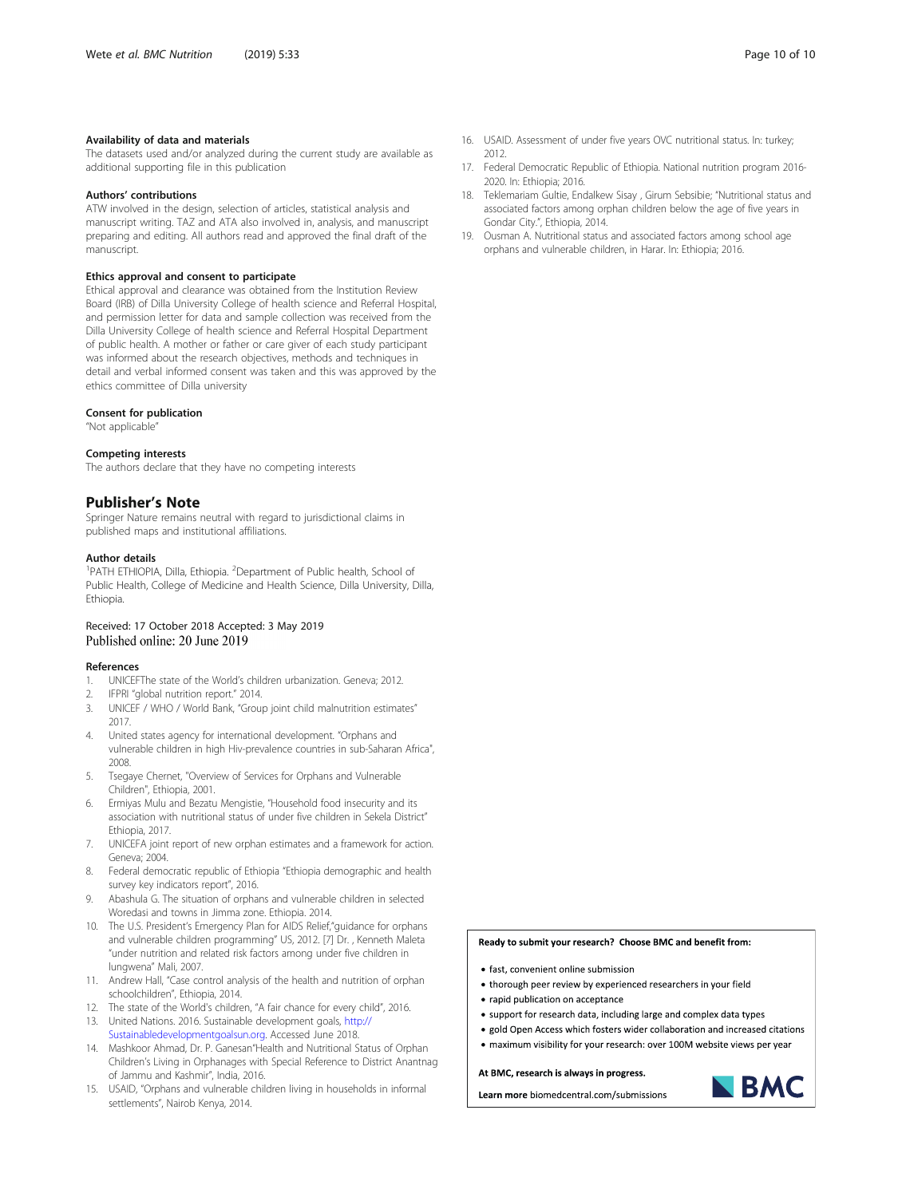#### Availability of data and materials

The datasets used and/or analyzed during the current study are available as additional supporting file in this publication

#### Authors' contributions

ATW involved in the design, selection of articles, statistical analysis and manuscript writing. TAZ and ATA also involved in, analysis, and manuscript preparing and editing. All authors read and approved the final draft of the manuscript.

#### Ethics approval and consent to participate

Ethical approval and clearance was obtained from the Institution Review Board (IRB) of Dilla University College of health science and Referral Hospital, and permission letter for data and sample collection was received from the Dilla University College of health science and Referral Hospital Department of public health. A mother or father or care giver of each study participant was informed about the research objectives, methods and techniques in detail and verbal informed consent was taken and this was approved by the ethics committee of Dilla university

#### Consent for publication

"Not applicable"

#### Competing interests

The authors declare that they have no competing interests

## Publisher's Note

Springer Nature remains neutral with regard to jurisdictional claims in published maps and institutional affiliations.

#### Author details

[1]PATH ETHIOPIA, Dilla, Ethiopia. [2]Department of Public health, School of Public Health, College of Medicine and Health Science, Dilla University, Dilla, Ethiopia.

Received: 17 October 2018 Accepted: 3 May 2019
Published online: 20 June 2019

#### References

1. UNICEFThe state of the World's children urbanization. Geneva; 2012.
2. IFPRI "global nutrition report." 2014.
3. UNICEF / WHO / World Bank, "Group joint child malnutrition estimates" 2017.
4. United states agency for international development. "Orphans and vulnerable children in high Hiv-prevalence countries in sub-Saharan Africa", 2008.
5. Tsegaye Chernet, "Overview of Services for Orphans and Vulnerable Children", Ethiopia, 2001.
6. Ermiyas Mulu and Bezatu Mengistie, "Household food insecurity and its association with nutritional status of under five children in Sekela District" Ethiopia, 2017.
7. UNICEFA joint report of new orphan estimates and a framework for action. Geneva; 2004.
8. Federal democratic republic of Ethiopia "Ethiopia demographic and health survey key indicators report", 2016.
9. Abashula G. The situation of orphans and vulnerable children in selected Woredasi and towns in Jimma zone. Ethiopia. 2014.
10. The U.S. President's Emergency Plan for AIDS Relief,"guidance for orphans and vulnerable children programming" US, 2012. [7] Dr. , Kenneth Maleta "under nutrition and related risk factors among under five children in lungwena" Mali, 2007.
11. Andrew Hall, "Case control analysis of the health and nutrition of orphan schoolchildren", Ethiopia, 2014.
12. The state of the World's children, "A fair chance for every child", 2016.
13. United Nations. 2016. Sustainable development goals, http://Sustainabledevelopmentgoalsun.org. Accessed June 2018.
14. Mashkoor Ahmad, Dr. P. Ganesan"Health and Nutritional Status of Orphan Children's Living in Orphanages with Special Reference to District Anantnag of Jammu and Kashmir", India, 2016.
15. USAID, "Orphans and vulnerable children living in households in informal settlements", Nairob Kenya, 2014.
16. USAID. Assessment of under five years OVC nutritional status. In: turkey; 2012.
17. Federal Democratic Republic of Ethiopia. National nutrition program 2016-2020. In: Ethiopia; 2016.
18. Teklemariam Gultie, Endalkew Sisay , Girum Sebsibie; "Nutritional status and associated factors among orphan children below the age of five years in Gondar City.", Ethiopia, 2014.
19. Ousman A. Nutritional status and associated factors among school age orphans and vulnerable children, in Harar. In: Ethiopia; 2016.